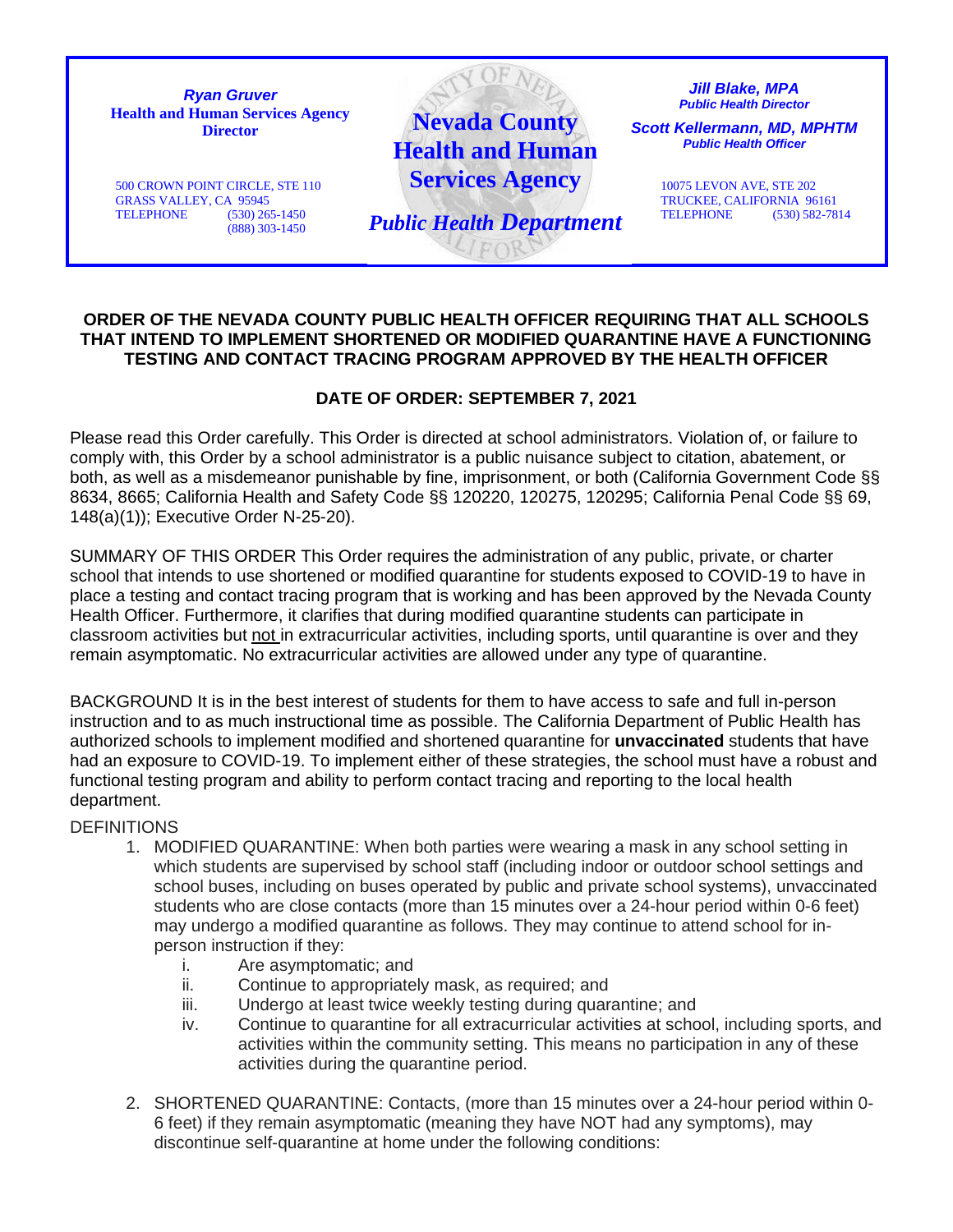***Ryan Gruver***
**Health and Human Services Agency Director**

500 CROWN POINT CIRCLE, STE 110
GRASS VALLEY, CA 95945
TELEPHONE (530) 265-1450
(888) 303-1450

**Nevada County Health and Human Services Agency**

***Public Health Department***

***Jill Blake, MPA***
***Public Health Director***

***Scott Kellermann, MD, MPHTM***
***Public Health Officer***

10075 LEVON AVE, STE 202
TRUCKEE, CALIFORNIA 96161
TELEPHONE (530) 582-7814

# ORDER OF THE NEVADA COUNTY PUBLIC HEALTH OFFICER REQUIRING THAT ALL SCHOOLS THAT INTEND TO IMPLEMENT SHORTENED OR MODIFIED QUARANTINE HAVE A FUNCTIONING TESTING AND CONTACT TRACING PROGRAM APPROVED BY THE HEALTH OFFICER

## DATE OF ORDER: SEPTEMBER 7, 2021

Please read this Order carefully. This Order is directed at school administrators. Violation of, or failure to comply with, this Order by a school administrator is a public nuisance subject to citation, abatement, or both, as well as a misdemeanor punishable by fine, imprisonment, or both (California Government Code §§ 8634, 8665; California Health and Safety Code §§ 120220, 120275, 120295; California Penal Code §§ 69, 148(a)(1)); Executive Order N-25-20).

SUMMARY OF THIS ORDER This Order requires the administration of any public, private, or charter school that intends to use shortened or modified quarantine for students exposed to COVID-19 to have in place a testing and contact tracing program that is working and has been approved by the Nevada County Health Officer. Furthermore, it clarifies that during modified quarantine students can participate in classroom activities but not in extracurricular activities, including sports, until quarantine is over and they remain asymptomatic. No extracurricular activities are allowed under any type of quarantine.

BACKGROUND It is in the best interest of students for them to have access to safe and full in-person instruction and to as much instructional time as possible. The California Department of Public Health has authorized schools to implement modified and shortened quarantine for **unvaccinated** students that have had an exposure to COVID-19. To implement either of these strategies, the school must have a robust and functional testing program and ability to perform contact tracing and reporting to the local health department.

DEFINITIONS

1. MODIFIED QUARANTINE: When both parties were wearing a mask in any school setting in which students are supervised by school staff (including indoor or outdoor school settings and school buses, including on buses operated by public and private school systems), unvaccinated students who are close contacts (more than 15 minutes over a 24-hour period within 0-6 feet) may undergo a modified quarantine as follows. They may continue to attend school for in-person instruction if they:
   1. Are asymptomatic; and
   2. Continue to appropriately mask, as required; and
   3. Undergo at least twice weekly testing during quarantine; and
   4. Continue to quarantine for all extracurricular activities at school, including sports, and activities within the community setting. This means no participation in any of these activities during the quarantine period.

2. SHORTENED QUARANTINE: Contacts, (more than 15 minutes over a 24-hour period within 0-6 feet) if they remain asymptomatic (meaning they have NOT had any symptoms), may discontinue self-quarantine at home under the following conditions: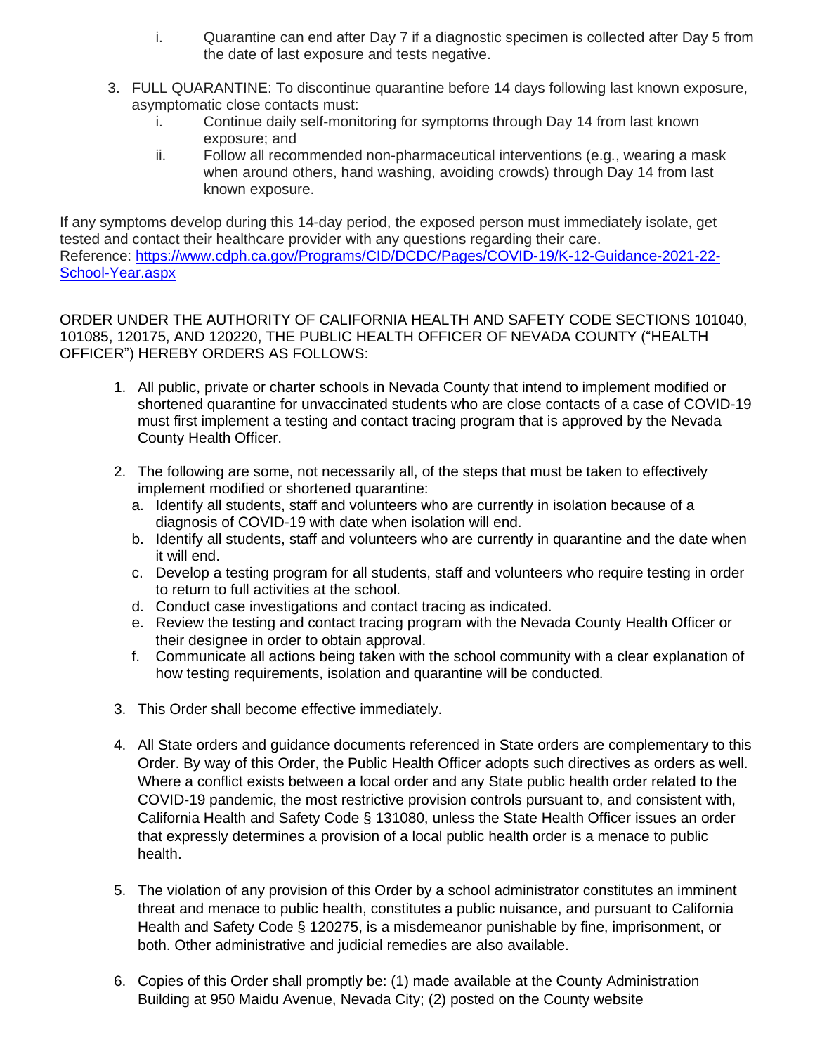i. Quarantine can end after Day 7 if a diagnostic specimen is collected after Day 5 from the date of last exposure and tests negative.

3. FULL QUARANTINE: To discontinue quarantine before 14 days following last known exposure, asymptomatic close contacts must:
   i. Continue daily self-monitoring for symptoms through Day 14 from last known exposure; and
   ii. Follow all recommended non-pharmaceutical interventions (e.g., wearing a mask when around others, hand washing, avoiding crowds) through Day 14 from last known exposure.

If any symptoms develop during this 14-day period, the exposed person must immediately isolate, get tested and contact their healthcare provider with any questions regarding their care.
Reference: [https://www.cdph.ca.gov/Programs/CID/DCDC/Pages/COVID-19/K-12-Guidance-2021-22-School-Year.aspx](https://www.cdph.ca.gov/Programs/CID/DCDC/Pages/COVID-19/K-12-Guidance-2021-22-School-Year.aspx)

ORDER UNDER THE AUTHORITY OF CALIFORNIA HEALTH AND SAFETY CODE SECTIONS 101040, 101085, 120175, AND 120220, THE PUBLIC HEALTH OFFICER OF NEVADA COUNTY ("HEALTH OFFICER") HEREBY ORDERS AS FOLLOWS:

1. All public, private or charter schools in Nevada County that intend to implement modified or shortened quarantine for unvaccinated students who are close contacts of a case of COVID-19 must first implement a testing and contact tracing program that is approved by the Nevada County Health Officer.

2. The following are some, not necessarily all, of the steps that must be taken to effectively implement modified or shortened quarantine:
   a. Identify all students, staff and volunteers who are currently in isolation because of a diagnosis of COVID-19 with date when isolation will end.
   b. Identify all students, staff and volunteers who are currently in quarantine and the date when it will end.
   c. Develop a testing program for all students, staff and volunteers who require testing in order to return to full activities at the school.
   d. Conduct case investigations and contact tracing as indicated.
   e. Review the testing and contact tracing program with the Nevada County Health Officer or their designee in order to obtain approval.
   f. Communicate all actions being taken with the school community with a clear explanation of how testing requirements, isolation and quarantine will be conducted.

3. This Order shall become effective immediately.

4. All State orders and guidance documents referenced in State orders are complementary to this Order. By way of this Order, the Public Health Officer adopts such directives as orders as well. Where a conflict exists between a local order and any State public health order related to the COVID-19 pandemic, the most restrictive provision controls pursuant to, and consistent with, California Health and Safety Code § 131080, unless the State Health Officer issues an order that expressly determines a provision of a local public health order is a menace to public health.

5. The violation of any provision of this Order by a school administrator constitutes an imminent threat and menace to public health, constitutes a public nuisance, and pursuant to California Health and Safety Code § 120275, is a misdemeanor punishable by fine, imprisonment, or both. Other administrative and judicial remedies are also available.

6. Copies of this Order shall promptly be: (1) made available at the County Administration Building at 950 Maidu Avenue, Nevada City; (2) posted on the County website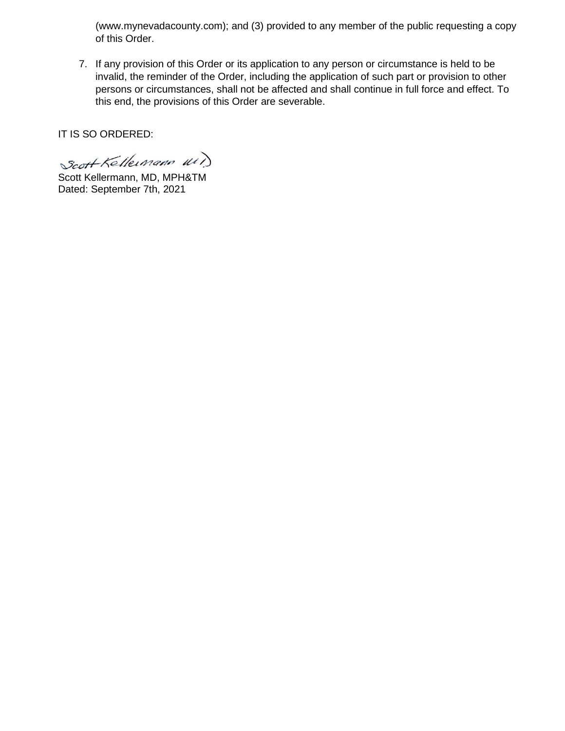(www.mynevadacounty.com); and (3) provided to any member of the public requesting a copy of this Order.

7. If any provision of this Order or its application to any person or circumstance is held to be invalid, the reminder of the Order, including the application of such part or provision to other persons or circumstances, shall not be affected and shall continue in full force and effect. To this end, the provisions of this Order are severable.

IT IS SO ORDERED:

Scott Kellermann MD

Scott Kellermann, MD, MPH&TM
Dated: September 7th, 2021